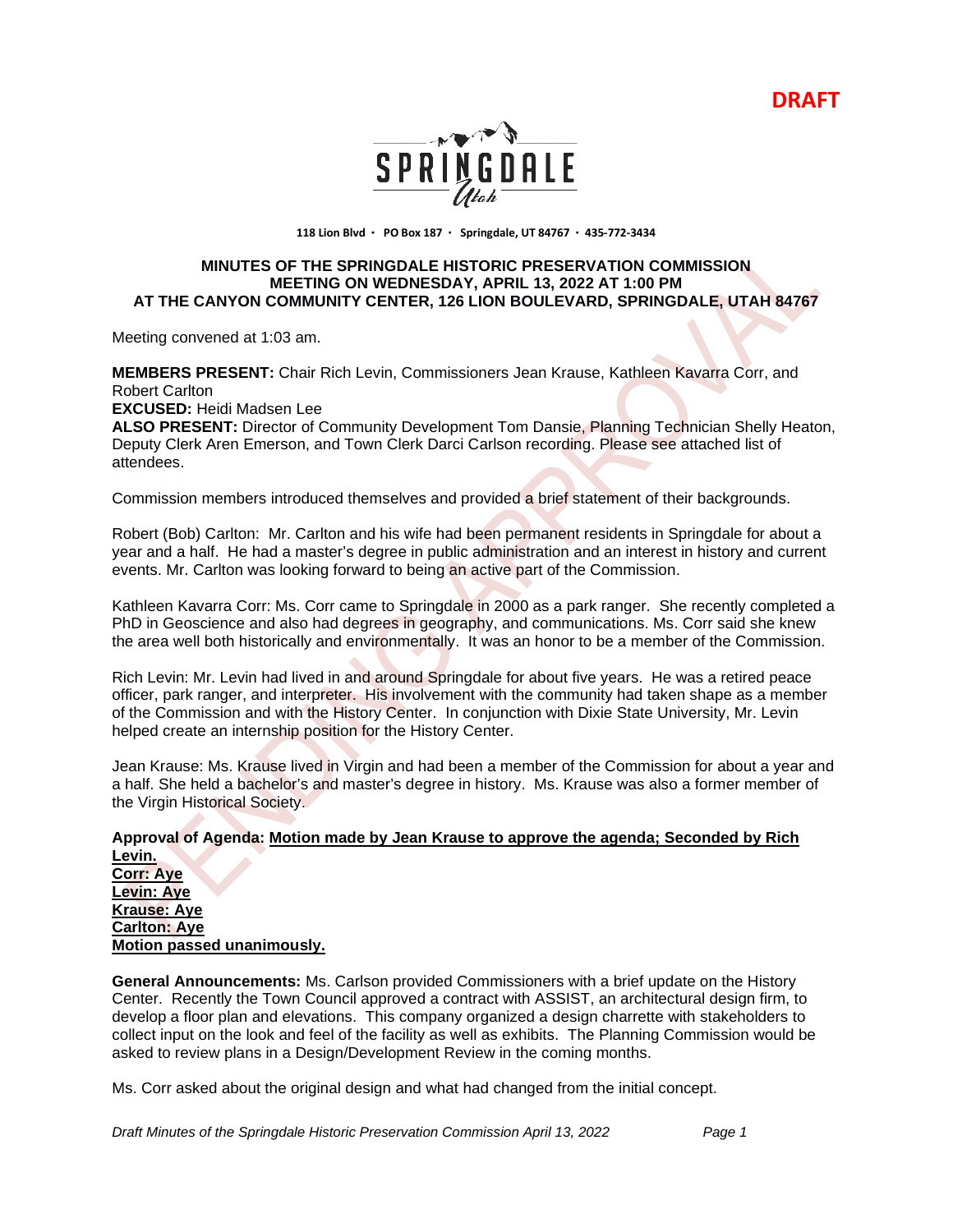**DRAFT**

SPRINGDALE Utah

118 Lion Blvd · PO Box 187 · Springdale, UT 84767 · 435-772-3434

**MINUTES OF THE SPRINGDALE HISTORIC PRESERVATION COMMISSION MEETING ON WEDNESDAY, APRIL 13, 2022 AT 1:00 PM AT THE CANYON COMMUNITY CENTER, 126 LION BOULEVARD, SPRINGDALE, UTAH 84767**

Meeting convened at 1:03 am.

**MEMBERS PRESENT:** Chair Rich Levin, Commissioners Jean Krause, Kathleen Kavarra Corr, and Robert Carlton
**EXCUSED:** Heidi Madsen Lee
**ALSO PRESENT:** Director of Community Development Tom Dansie, Planning Technician Shelly Heaton, Deputy Clerk Aren Emerson, and Town Clerk Darci Carlson recording. Please see attached list of attendees.

Commission members introduced themselves and provided a brief statement of their backgrounds.

Robert (Bob) Carlton: Mr. Carlton and his wife had been permanent residents in Springdale for about a year and a half. He had a master's degree in public administration and an interest in history and current events. Mr. Carlton was looking forward to being an active part of the Commission.

Kathleen Kavarra Corr: Ms. Corr came to Springdale in 2000 as a park ranger. She recently completed a PhD in Geoscience and also had degrees in geography, and communications. Ms. Corr said she knew the area well both historically and environmentally. It was an honor to be a member of the Commission.

Rich Levin: Mr. Levin had lived in and around Springdale for about five years. He was a retired peace officer, park ranger, and interpreter. His involvement with the community had taken shape as a member of the Commission and with the History Center. In conjunction with Dixie State University, Mr. Levin helped create an internship position for the History Center.

Jean Krause: Ms. Krause lived in Virgin and had been a member of the Commission for about a year and a half. She held a bachelor's and master's degree in history. Ms. Krause was also a former member of the Virgin Historical Society.

**Approval of Agenda:** **Motion made by Jean Krause to approve the agenda; Seconded by Rich Levin.**
**Corr: Aye**
**Levin: Aye**
**Krause: Aye**
**Carlton: Aye**
**Motion passed unanimously.**

**General Announcements:** Ms. Carlson provided Commissioners with a brief update on the History Center. Recently the Town Council approved a contract with ASSIST, an architectural design firm, to develop a floor plan and elevations. This company organized a design charrette with stakeholders to collect input on the look and feel of the facility as well as exhibits. The Planning Commission would be asked to review plans in a Design/Development Review in the coming months.

Ms. Corr asked about the original design and what had changed from the initial concept.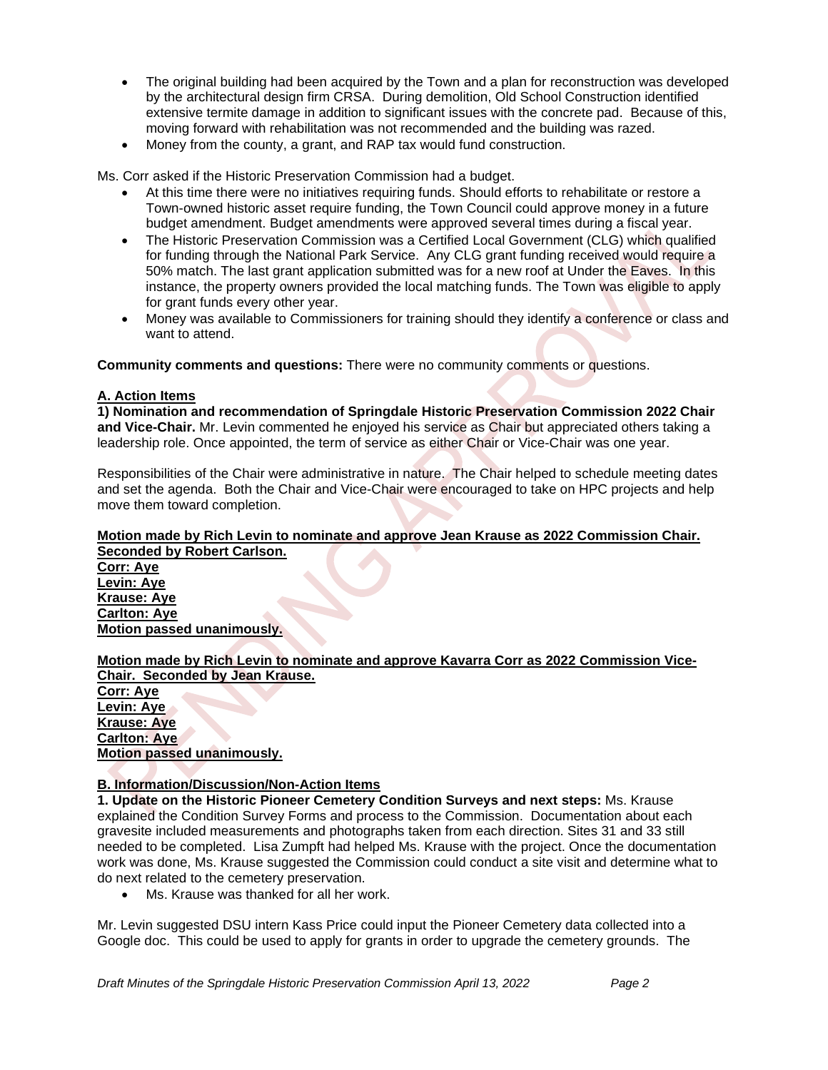- The original building had been acquired by the Town and a plan for reconstruction was developed by the architectural design firm CRSA. During demolition, Old School Construction identified extensive termite damage in addition to significant issues with the concrete pad. Because of this, moving forward with rehabilitation was not recommended and the building was razed.
- Money from the county, a grant, and RAP tax would fund construction.

Ms. Corr asked if the Historic Preservation Commission had a budget.

- At this time there were no initiatives requiring funds. Should efforts to rehabilitate or restore a Town-owned historic asset require funding, the Town Council could approve money in a future budget amendment. Budget amendments were approved several times during a fiscal year.
- The Historic Preservation Commission was a Certified Local Government (CLG) which qualified for funding through the National Park Service. Any CLG grant funding received would require a 50% match. The last grant application submitted was for a new roof at Under the Eaves. In this instance, the property owners provided the local matching funds. The Town was eligible to apply for grant funds every other year.
- Money was available to Commissioners for training should they identify a conference or class and want to attend.

**Community comments and questions:** There were no community comments or questions.

**A. Action Items**

**1) Nomination and recommendation of Springdale Historic Preservation Commission 2022 Chair and Vice-Chair.** Mr. Levin commented he enjoyed his service as Chair but appreciated others taking a leadership role. Once appointed, the term of service as either Chair or Vice-Chair was one year.

Responsibilities of the Chair were administrative in nature. The Chair helped to schedule meeting dates and set the agenda. Both the Chair and Vice-Chair were encouraged to take on HPC projects and help move them toward completion.

**Motion made by Rich Levin to nominate and approve Jean Krause as 2022 Commission Chair. Seconded by Robert Carlson.**
**Corr: Aye**
**Levin: Aye**
**Krause: Aye**
**Carlton: Aye**
**Motion passed unanimously.**

**Motion made by Rich Levin to nominate and approve Kavarra Corr as 2022 Commission Vice-Chair. Seconded by Jean Krause.**
**Corr: Aye**
**Levin: Aye**
**Krause: Aye**
**Carlton: Aye**
**Motion passed unanimously.**

**B. Information/Discussion/Non-Action Items**

**1. Update on the Historic Pioneer Cemetery Condition Surveys and next steps:** Ms. Krause explained the Condition Survey Forms and process to the Commission. Documentation about each gravesite included measurements and photographs taken from each direction. Sites 31 and 33 still needed to be completed. Lisa Zumpft had helped Ms. Krause with the project. Once the documentation work was done, Ms. Krause suggested the Commission could conduct a site visit and determine what to do next related to the cemetery preservation.

- Ms. Krause was thanked for all her work.

Mr. Levin suggested DSU intern Kass Price could input the Pioneer Cemetery data collected into a Google doc. This could be used to apply for grants in order to upgrade the cemetery grounds. The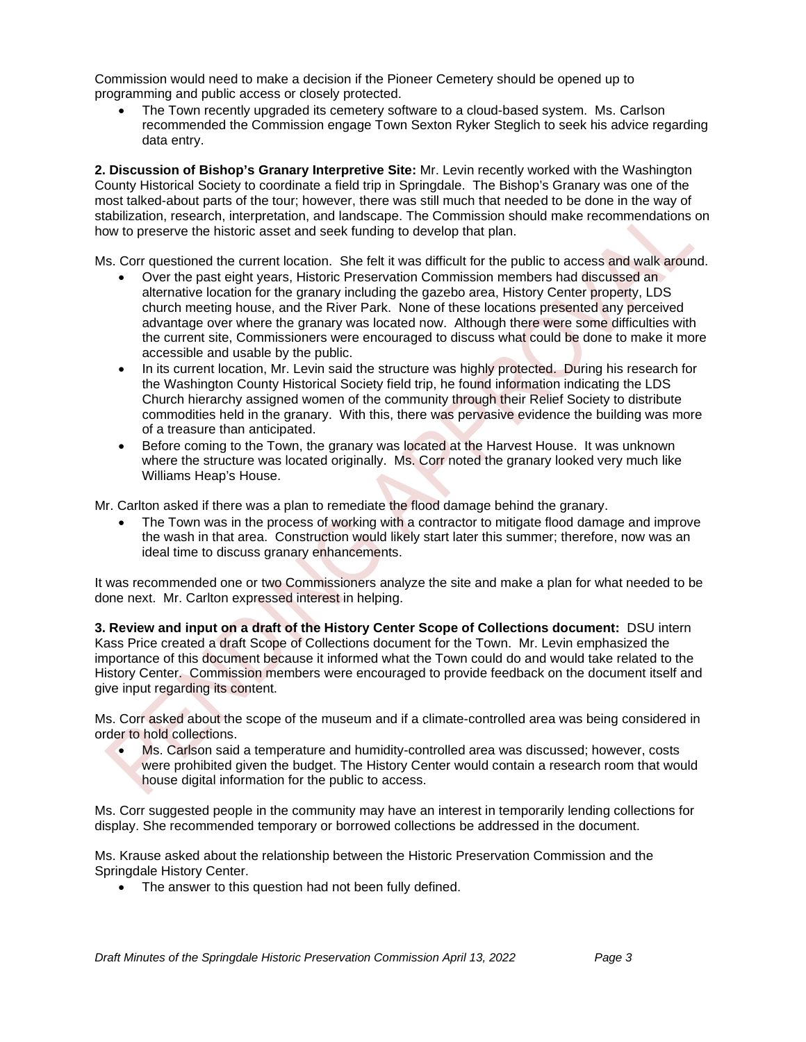Commission would need to make a decision if the Pioneer Cemetery should be opened up to programming and public access or closely protected.

- The Town recently upgraded its cemetery software to a cloud-based system. Ms. Carlson recommended the Commission engage Town Sexton Ryker Steglich to seek his advice regarding data entry.

**2. Discussion of Bishop's Granary Interpretive Site:** Mr. Levin recently worked with the Washington County Historical Society to coordinate a field trip in Springdale. The Bishop's Granary was one of the most talked-about parts of the tour; however, there was still much that needed to be done in the way of stabilization, research, interpretation, and landscape. The Commission should make recommendations on how to preserve the historic asset and seek funding to develop that plan.

Ms. Corr questioned the current location. She felt it was difficult for the public to access and walk around.

- Over the past eight years, Historic Preservation Commission members had discussed an alternative location for the granary including the gazebo area, History Center property, LDS church meeting house, and the River Park. None of these locations presented any perceived advantage over where the granary was located now. Although there were some difficulties with the current site, Commissioners were encouraged to discuss what could be done to make it more accessible and usable by the public.
- In its current location, Mr. Levin said the structure was highly protected. During his research for the Washington County Historical Society field trip, he found information indicating the LDS Church hierarchy assigned women of the community through their Relief Society to distribute commodities held in the granary. With this, there was pervasive evidence the building was more of a treasure than anticipated.
- Before coming to the Town, the granary was located at the Harvest House. It was unknown where the structure was located originally. Ms. Corr noted the granary looked very much like Williams Heap's House.

Mr. Carlton asked if there was a plan to remediate the flood damage behind the granary.

- The Town was in the process of working with a contractor to mitigate flood damage and improve the wash in that area. Construction would likely start later this summer; therefore, now was an ideal time to discuss granary enhancements.

It was recommended one or two Commissioners analyze the site and make a plan for what needed to be done next. Mr. Carlton expressed interest in helping.

**3. Review and input on a draft of the History Center Scope of Collections document:** DSU intern Kass Price created a draft Scope of Collections document for the Town. Mr. Levin emphasized the importance of this document because it informed what the Town could do and would take related to the History Center. Commission members were encouraged to provide feedback on the document itself and give input regarding its content.

Ms. Corr asked about the scope of the museum and if a climate-controlled area was being considered in order to hold collections.

- Ms. Carlson said a temperature and humidity-controlled area was discussed; however, costs were prohibited given the budget. The History Center would contain a research room that would house digital information for the public to access.

Ms. Corr suggested people in the community may have an interest in temporarily lending collections for display. She recommended temporary or borrowed collections be addressed in the document.

Ms. Krause asked about the relationship between the Historic Preservation Commission and the Springdale History Center.

- The answer to this question had not been fully defined.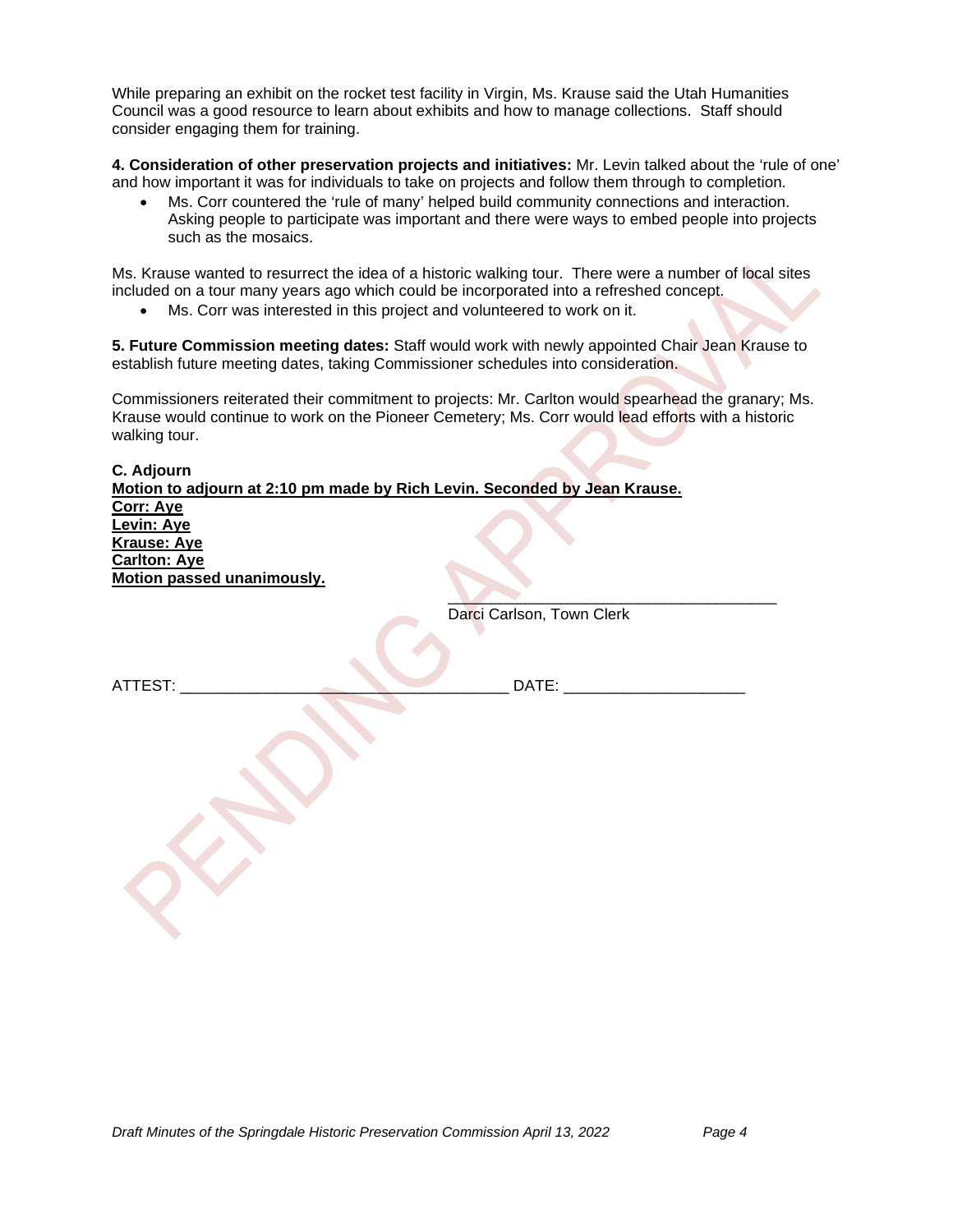While preparing an exhibit on the rocket test facility in Virgin, Ms. Krause said the Utah Humanities Council was a good resource to learn about exhibits and how to manage collections. Staff should consider engaging them for training.

**4. Consideration of other preservation projects and initiatives:** Mr. Levin talked about the 'rule of one' and how important it was for individuals to take on projects and follow them through to completion.

- Ms. Corr countered the 'rule of many' helped build community connections and interaction. Asking people to participate was important and there were ways to embed people into projects such as the mosaics.

Ms. Krause wanted to resurrect the idea of a historic walking tour. There were a number of local sites included on a tour many years ago which could be incorporated into a refreshed concept.

- Ms. Corr was interested in this project and volunteered to work on it.

**5. Future Commission meeting dates:** Staff would work with newly appointed Chair Jean Krause to establish future meeting dates, taking Commissioner schedules into consideration.

Commissioners reiterated their commitment to projects: Mr. Carlton would spearhead the granary; Ms. Krause would continue to work on the Pioneer Cemetery; Ms. Corr would lead efforts with a historic walking tour.

**C. Adjourn**

**Motion to adjourn at 2:10 pm made by Rich Levin. Seconded by Jean Krause.**
**Corr: Aye**
**Levin: Aye**
**Krause: Aye**
**Carlton: Aye**
**Motion passed unanimously.**

\_\_\_\_\_\_\_\_\_\_\_\_\_\_\_\_\_\_\_\_\_\_\_\_\_\_\_\_\_\_\_\_\_\_\_\_\_\_
Darci Carlson, Town Clerk

ATTEST: \_\_\_\_\_\_\_\_\_\_\_\_\_\_\_\_\_\_\_\_\_\_\_\_\_\_\_\_\_\_\_\_\_\_\_\_\_\_ DATE: \_\_\_\_\_\_\_\_\_\_\_\_\_\_\_\_\_\_\_\_\_

PENDING APPROVAL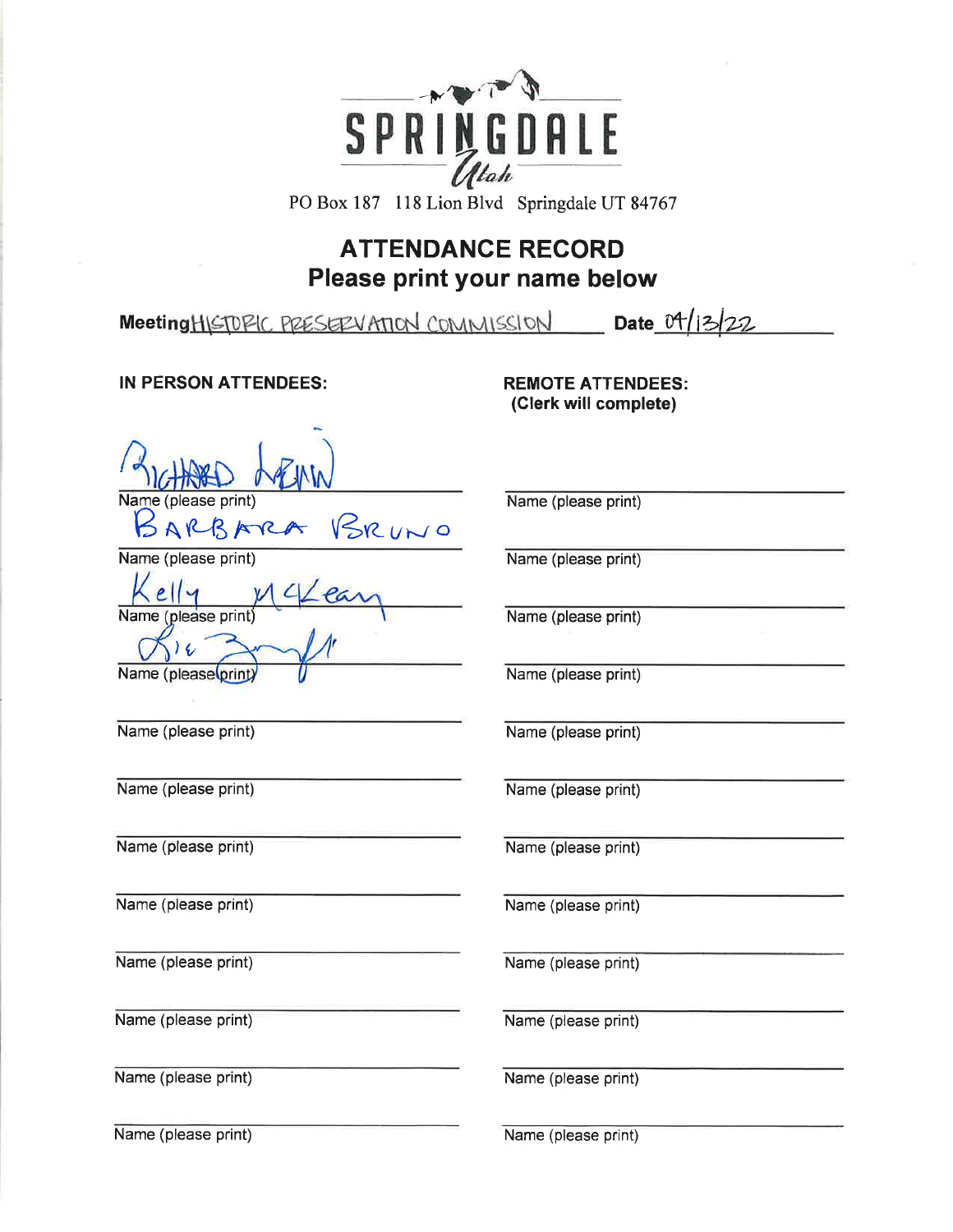SPRINGDALE
Utah

PO Box 187 118 Lion Blvd Springdale UT 84767

## ATTENDANCE RECORD
## Please print your name below

**Meeting** HISTORIC PRESERVATION COMMISSION **Date** 04/13/22

| IN PERSON ATTENDEES: | REMOTE ATTENDEES: (Clerk will complete) |
|---|---|
| RICHARD LEWIN<br>Name (please print) | Name (please print) |
| BARBARA BRUNO<br>Name (please print) | Name (please print) |
| Kelly McLean<br>Name (please print) | Name (please print) |
| [illegible signature]<br>Name (please print) | Name (please print) |
| Name (please print) | Name (please print) |
| Name (please print) | Name (please print) |
| Name (please print) | Name (please print) |
| Name (please print) | Name (please print) |
| Name (please print) | Name (please print) |
| Name (please print) | Name (please print) |
| Name (please print) | Name (please print) |
| Name (please print) | Name (please print) |